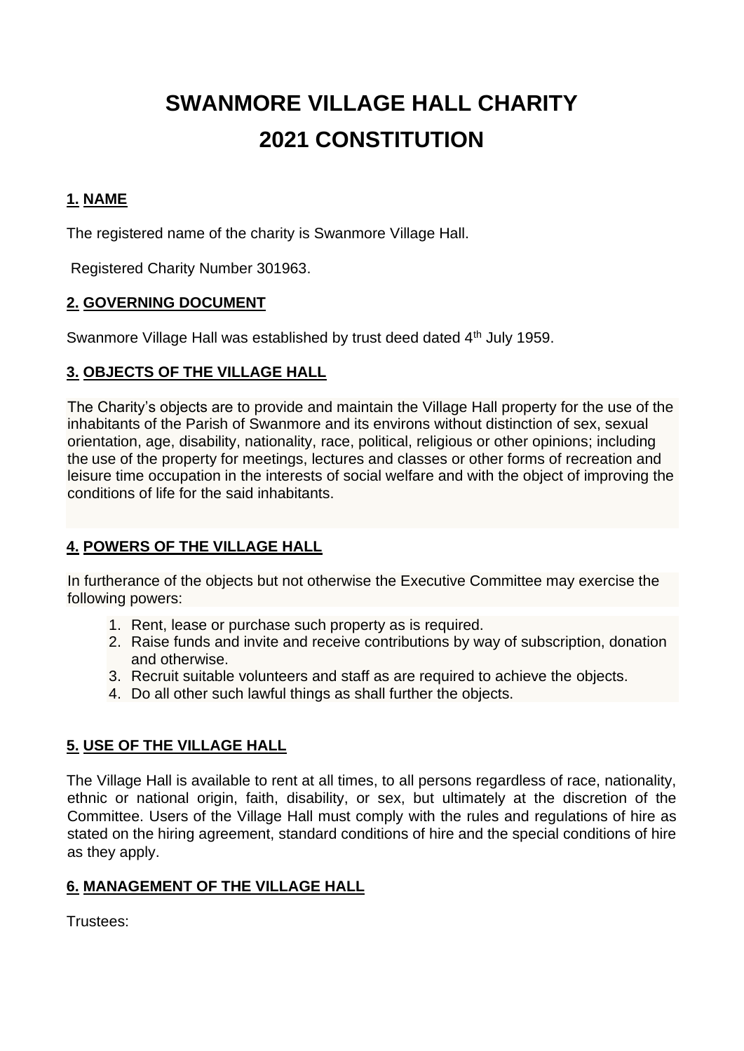# SWANMORE VILLAGE HALL CHARITY
# 2021 CONSTITUTION

## 1. NAME

The registered name of the charity is Swanmore Village Hall.

Registered Charity Number 301963.

## 2. GOVERNING DOCUMENT

Swanmore Village Hall was established by trust deed dated 4th July 1959.

## 3. OBJECTS OF THE VILLAGE HALL

The Charity's objects are to provide and maintain the Village Hall property for the use of the inhabitants of the Parish of Swanmore and its environs without distinction of sex, sexual orientation, age, disability, nationality, race, political, religious or other opinions; including the use of the property for meetings, lectures and classes or other forms of recreation and leisure time occupation in the interests of social welfare and with the object of improving the conditions of life for the said inhabitants.

## 4. POWERS OF THE VILLAGE HALL

In furtherance of the objects but not otherwise the Executive Committee may exercise the following powers:

1. Rent, lease or purchase such property as is required.
2. Raise funds and invite and receive contributions by way of subscription, donation and otherwise.
3. Recruit suitable volunteers and staff as are required to achieve the objects.
4. Do all other such lawful things as shall further the objects.

## 5. USE OF THE VILLAGE HALL

The Village Hall is available to rent at all times, to all persons regardless of race, nationality, ethnic or national origin, faith, disability, or sex, but ultimately at the discretion of the Committee. Users of the Village Hall must comply with the rules and regulations of hire as stated on the hiring agreement, standard conditions of hire and the special conditions of hire as they apply.

## 6. MANAGEMENT OF THE VILLAGE HALL

Trustees: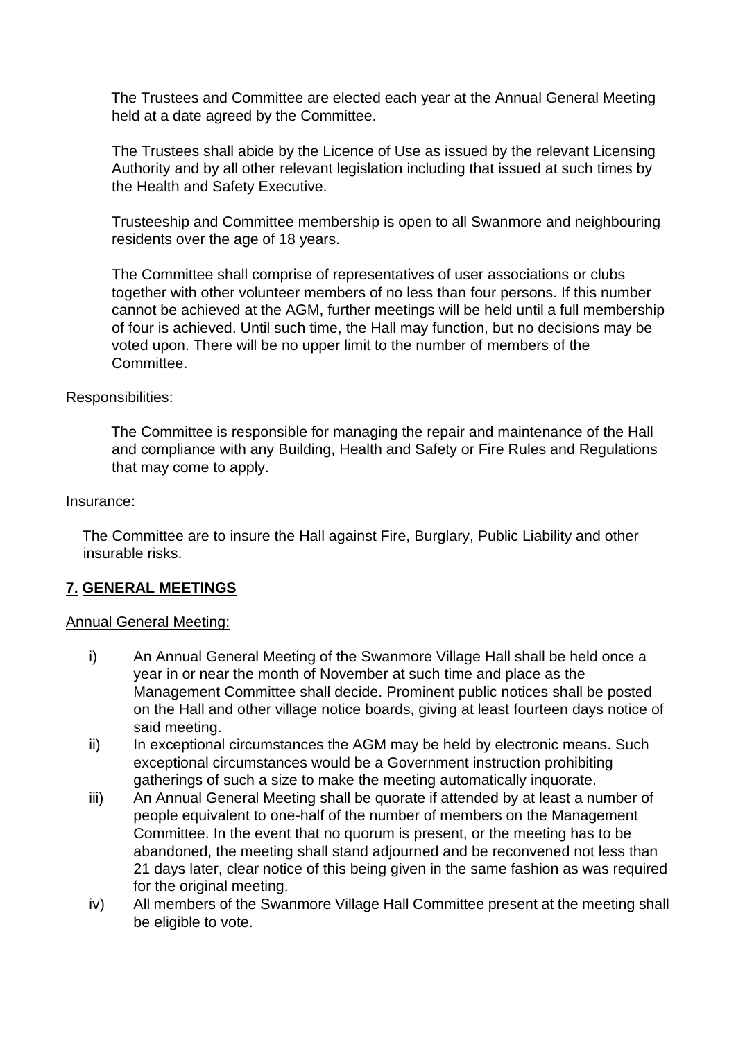The Trustees and Committee are elected each year at the Annual General Meeting held at a date agreed by the Committee.

The Trustees shall abide by the Licence of Use as issued by the relevant Licensing Authority and by all other relevant legislation including that issued at such times by the Health and Safety Executive.

Trusteeship and Committee membership is open to all Swanmore and neighbouring residents over the age of 18 years.

The Committee shall comprise of representatives of user associations or clubs together with other volunteer members of no less than four persons. If this number cannot be achieved at the AGM, further meetings will be held until a full membership of four is achieved. Until such time, the Hall may function, but no decisions may be voted upon. There will be no upper limit to the number of members of the Committee.

Responsibilities:

The Committee is responsible for managing the repair and maintenance of the Hall and compliance with any Building, Health and Safety or Fire Rules and Regulations that may come to apply.

Insurance:

The Committee are to insure the Hall against Fire, Burglary, Public Liability and other insurable risks.

## 7. GENERAL MEETINGS

Annual General Meeting:

i) An Annual General Meeting of the Swanmore Village Hall shall be held once a year in or near the month of November at such time and place as the Management Committee shall decide. Prominent public notices shall be posted on the Hall and other village notice boards, giving at least fourteen days notice of said meeting.

ii) In exceptional circumstances the AGM may be held by electronic means. Such exceptional circumstances would be a Government instruction prohibiting gatherings of such a size to make the meeting automatically inquorate.

iii) An Annual General Meeting shall be quorate if attended by at least a number of people equivalent to one-half of the number of members on the Management Committee. In the event that no quorum is present, or the meeting has to be abandoned, the meeting shall stand adjourned and be reconvened not less than 21 days later, clear notice of this being given in the same fashion as was required for the original meeting.

iv) All members of the Swanmore Village Hall Committee present at the meeting shall be eligible to vote.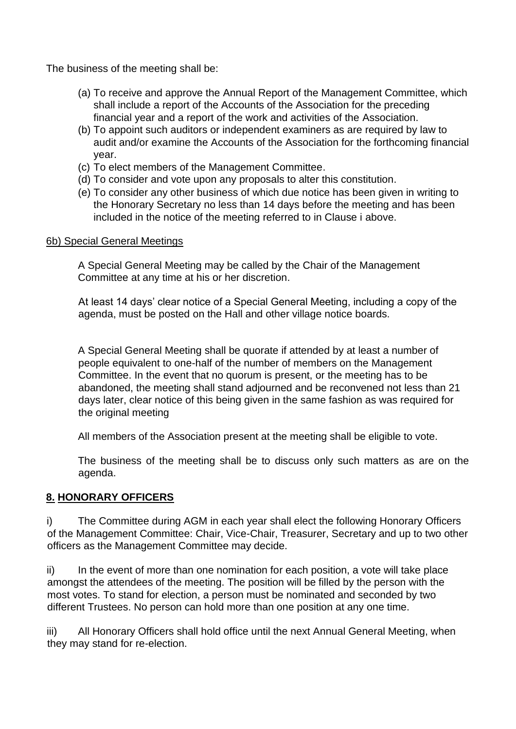The business of the meeting shall be:

(a) To receive and approve the Annual Report of the Management Committee, which shall include a report of the Accounts of the Association for the preceding financial year and a report of the work and activities of the Association.
(b) To appoint such auditors or independent examiners as are required by law to audit and/or examine the Accounts of the Association for the forthcoming financial year.
(c) To elect members of the Management Committee.
(d) To consider and vote upon any proposals to alter this constitution.
(e) To consider any other business of which due notice has been given in writing to the Honorary Secretary no less than 14 days before the meeting and has been included in the notice of the meeting referred to in Clause i above.

6b) Special General Meetings

A Special General Meeting may be called by the Chair of the Management Committee at any time at his or her discretion.

At least 14 days' clear notice of a Special General Meeting, including a copy of the agenda, must be posted on the Hall and other village notice boards.

A Special General Meeting shall be quorate if attended by at least a number of people equivalent to one-half of the number of members on the Management Committee. In the event that no quorum is present, or the meeting has to be abandoned, the meeting shall stand adjourned and be reconvened not less than 21 days later, clear notice of this being given in the same fashion as was required for the original meeting

All members of the Association present at the meeting shall be eligible to vote.

The business of the meeting shall be to discuss only such matters as are on the agenda.

## 8. HONORARY OFFICERS

i) The Committee during AGM in each year shall elect the following Honorary Officers of the Management Committee: Chair, Vice-Chair, Treasurer, Secretary and up to two other officers as the Management Committee may decide.

ii) In the event of more than one nomination for each position, a vote will take place amongst the attendees of the meeting. The position will be filled by the person with the most votes. To stand for election, a person must be nominated and seconded by two different Trustees. No person can hold more than one position at any one time.

iii) All Honorary Officers shall hold office until the next Annual General Meeting, when they may stand for re-election.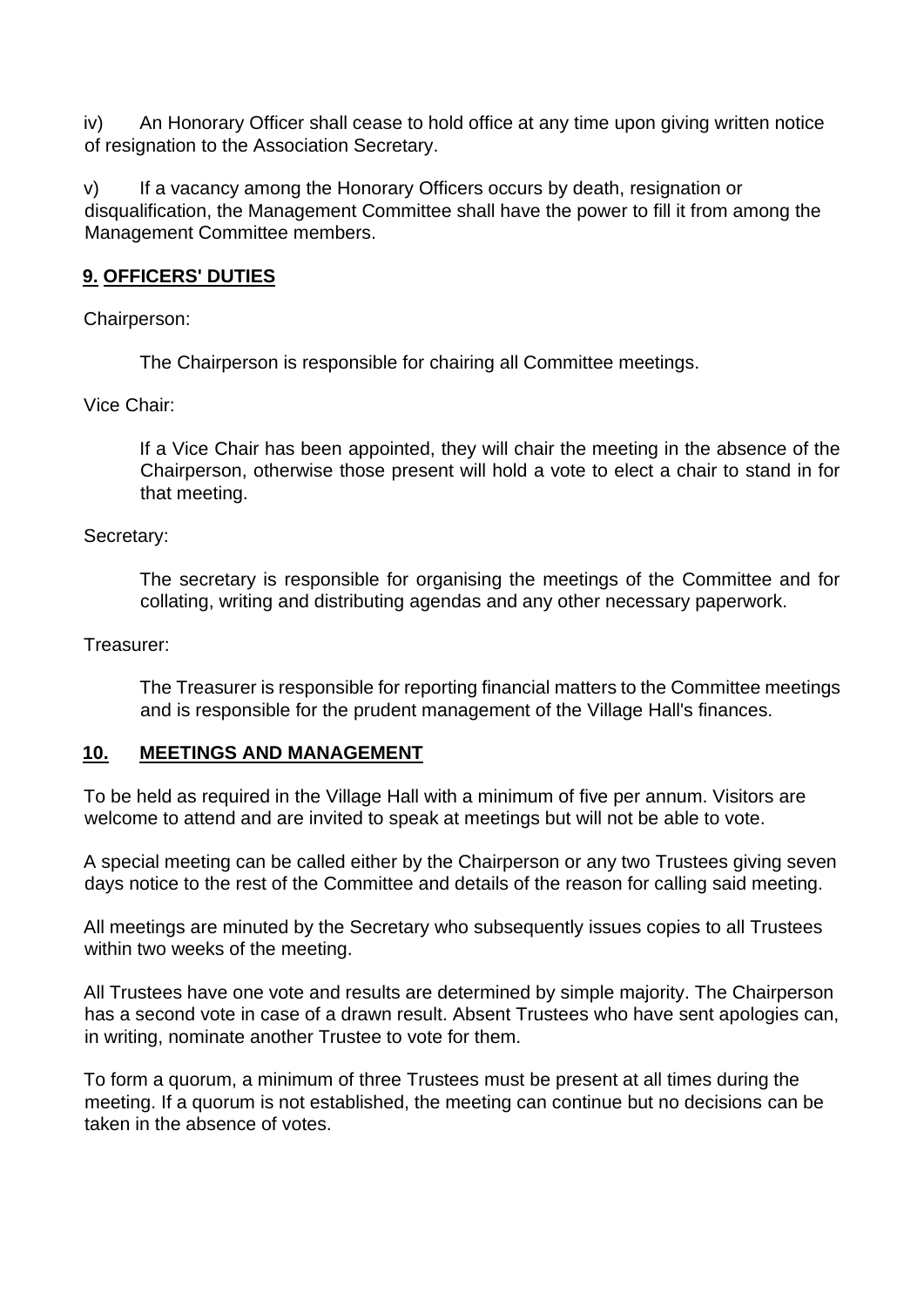iv) An Honorary Officer shall cease to hold office at any time upon giving written notice of resignation to the Association Secretary.

v) If a vacancy among the Honorary Officers occurs by death, resignation or disqualification, the Management Committee shall have the power to fill it from among the Management Committee members.

## 9. OFFICERS' DUTIES

Chairperson:

The Chairperson is responsible for chairing all Committee meetings.

Vice Chair:

If a Vice Chair has been appointed, they will chair the meeting in the absence of the Chairperson, otherwise those present will hold a vote to elect a chair to stand in for that meeting.

Secretary:

The secretary is responsible for organising the meetings of the Committee and for collating, writing and distributing agendas and any other necessary paperwork.

Treasurer:

The Treasurer is responsible for reporting financial matters to the Committee meetings and is responsible for the prudent management of the Village Hall's finances.

## 10. MEETINGS AND MANAGEMENT

To be held as required in the Village Hall with a minimum of five per annum. Visitors are welcome to attend and are invited to speak at meetings but will not be able to vote.

A special meeting can be called either by the Chairperson or any two Trustees giving seven days notice to the rest of the Committee and details of the reason for calling said meeting.

All meetings are minuted by the Secretary who subsequently issues copies to all Trustees within two weeks of the meeting.

All Trustees have one vote and results are determined by simple majority. The Chairperson has a second vote in case of a drawn result. Absent Trustees who have sent apologies can, in writing, nominate another Trustee to vote for them.

To form a quorum, a minimum of three Trustees must be present at all times during the meeting. If a quorum is not established, the meeting can continue but no decisions can be taken in the absence of votes.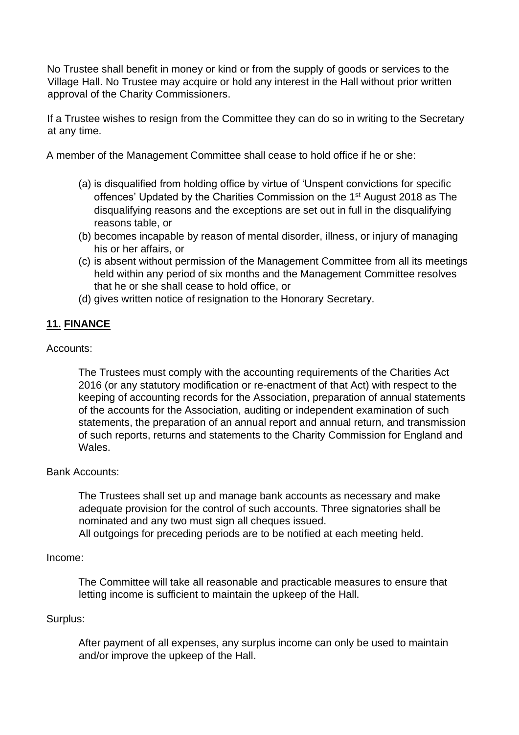No Trustee shall benefit in money or kind or from the supply of goods or services to the Village Hall. No Trustee may acquire or hold any interest in the Hall without prior written approval of the Charity Commissioners.

If a Trustee wishes to resign from the Committee they can do so in writing to the Secretary at any time.

A member of the Management Committee shall cease to hold office if he or she:

(a) is disqualified from holding office by virtue of 'Unspent convictions for specific offences' Updated by the Charities Commission on the 1st August 2018 as The disqualifying reasons and the exceptions are set out in full in the disqualifying reasons table, or
(b) becomes incapable by reason of mental disorder, illness, or injury of managing his or her affairs, or
(c) is absent without permission of the Management Committee from all its meetings held within any period of six months and the Management Committee resolves that he or she shall cease to hold office, or
(d) gives written notice of resignation to the Honorary Secretary.

## **11. FINANCE**

Accounts:

The Trustees must comply with the accounting requirements of the Charities Act 2016 (or any statutory modification or re-enactment of that Act) with respect to the keeping of accounting records for the Association, preparation of annual statements of the accounts for the Association, auditing or independent examination of such statements, the preparation of an annual report and annual return, and transmission of such reports, returns and statements to the Charity Commission for England and Wales.

Bank Accounts:

The Trustees shall set up and manage bank accounts as necessary and make adequate provision for the control of such accounts. Three signatories shall be nominated and any two must sign all cheques issued.
All outgoings for preceding periods are to be notified at each meeting held.

Income:

The Committee will take all reasonable and practicable measures to ensure that letting income is sufficient to maintain the upkeep of the Hall.

Surplus:

After payment of all expenses, any surplus income can only be used to maintain and/or improve the upkeep of the Hall.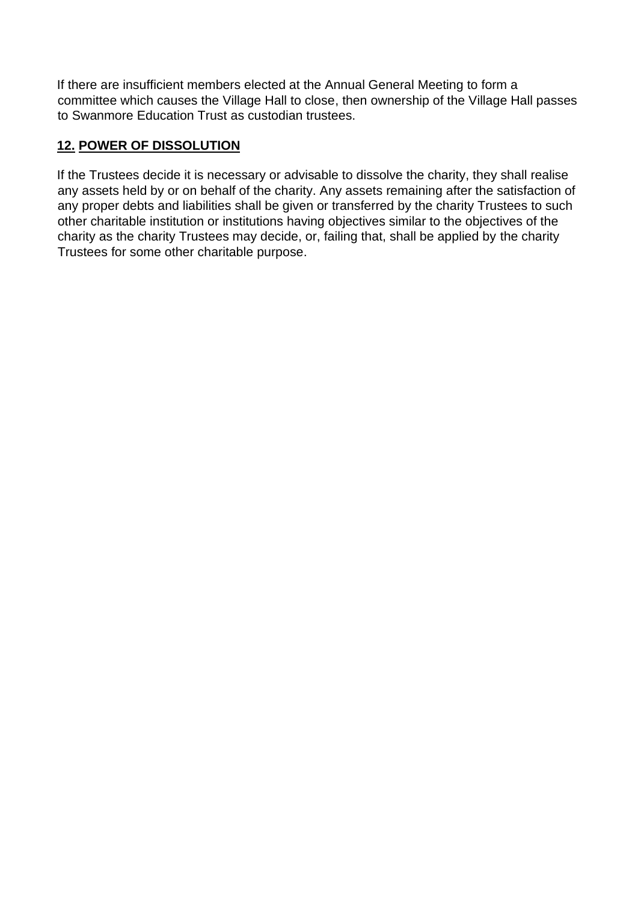If there are insufficient members elected at the Annual General Meeting to form a committee which causes the Village Hall to close, then ownership of the Village Hall passes to Swanmore Education Trust as custodian trustees.

## 12. POWER OF DISSOLUTION

If the Trustees decide it is necessary or advisable to dissolve the charity, they shall realise any assets held by or on behalf of the charity. Any assets remaining after the satisfaction of any proper debts and liabilities shall be given or transferred by the charity Trustees to such other charitable institution or institutions having objectives similar to the objectives of the charity as the charity Trustees may decide, or, failing that, shall be applied by the charity Trustees for some other charitable purpose.